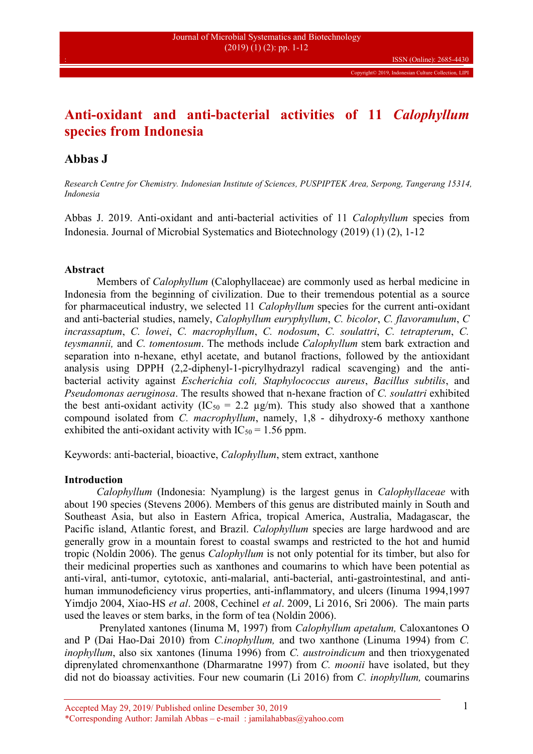# Anti-oxidant and anti-bacterial activities of 11 *Calophyllum* species from Indonesia

## Abbas J

*Research Centre for Chemistry. Indonesian Institute of Sciences, PUSPIPTEK Area, Serpong, Tangerang 15314, Indonesia*

Abbas J. 2019. Anti-oxidant and anti-bacterial activities of 11 *Calophyllum* species from Indonesia. Journal of Microbial Systematics and Biotechnology (2019) (1) (2), 1-12

**Abstract**

Members of *Calophyllum* (Calophyllaceae) are commonly used as herbal medicine in Indonesia from the beginning of civilization. Due to their tremendous potential as a source for pharmaceutical industry, we selected 11 *Calophyllum* species for the current anti-oxidant and anti-bacterial studies, namely, *Calophyllum euryphyllum*, *C. bicolor*, *C. flavoramulum*, *C incrassaptum*, *C. lowei*, *C. macrophyllum*, *C. nodosum*, *C. soulattri*, *C. tetrapterum*, *C. teysmannii,* and *C. tomentosum*. The methods include *Calophyllum* stem bark extraction and separation into n-hexane, ethyl acetate, and butanol fractions, followed by the antioxidant analysis using DPPH (2,2-diphenyl-1-picrylhydrazyl radical scavenging) and the anti-bacterial activity against *Escherichia coli, Staphylococcus aureus*, *Bacillus subtilis*, and *Pseudomonas aeruginosa*. The results showed that n-hexane fraction of *C. soulattri* exhibited the best anti-oxidant activity ($IC_{50}$ = 2.2 μg/m). This study also showed that a xanthone compound isolated from *C. macrophyllum*, namely, 1,8 - dihydroxy-6 methoxy xanthone exhibited the anti-oxidant activity with $IC_{50}$ = 1.56 ppm.

Keywords: anti-bacterial, bioactive, *Calophyllum*, stem extract, xanthone

**Introduction**

*Calophyllum* (Indonesia: Nyamplung) is the largest genus in *Calophyllaceae* with about 190 species (Stevens 2006). Members of this genus are distributed mainly in South and Southeast Asia, but also in Eastern Africa, tropical America, Australia, Madagascar, the Pacific island, Atlantic forest, and Brazil. *Calophyllum* species are large hardwood and are generally grow in a mountain forest to coastal swamps and restricted to the hot and humid tropic (Noldin 2006). The genus *Calophyllum* is not only potential for its timber, but also for their medicinal properties such as xanthones and coumarins to which have been potential as anti-viral, anti-tumor, cytotoxic, anti-malarial, anti-bacterial, anti-gastrointestinal, and anti-human immunodeficiency virus properties, anti-inflammatory, and ulcers (Iinuma 1994,1997 Yimdjo 2004, Xiao-HS *et al*. 2008, Cechinel *et al*. 2009, Li 2016, Sri 2006). The main parts used the leaves or stem barks, in the form of tea (Noldin 2006).

Prenylated xantones (Iinuma M, 1997) from *Calophyllum apetalum,* Caloxantones O and P (Dai Hao-Dai 2010) from *C.inophyllum,* and two xanthone (Linuma 1994) from *C. inophyllum*, also six xantones (Iinuma 1996) from *C. austroindicum* and then trioxygenated diprenylated chromenxanthone (Dharmaratne 1997) from *C. moonii* have isolated, but they did not do bioassay activities. Four new coumarin (Li 2016) from *C. inophyllum,* coumarins

Accepted May 29, 2019/ Published online Desember 30, 2019
*Corresponding Author: Jamilah Abbas – e-mail : jamilahabbas@yahoo.com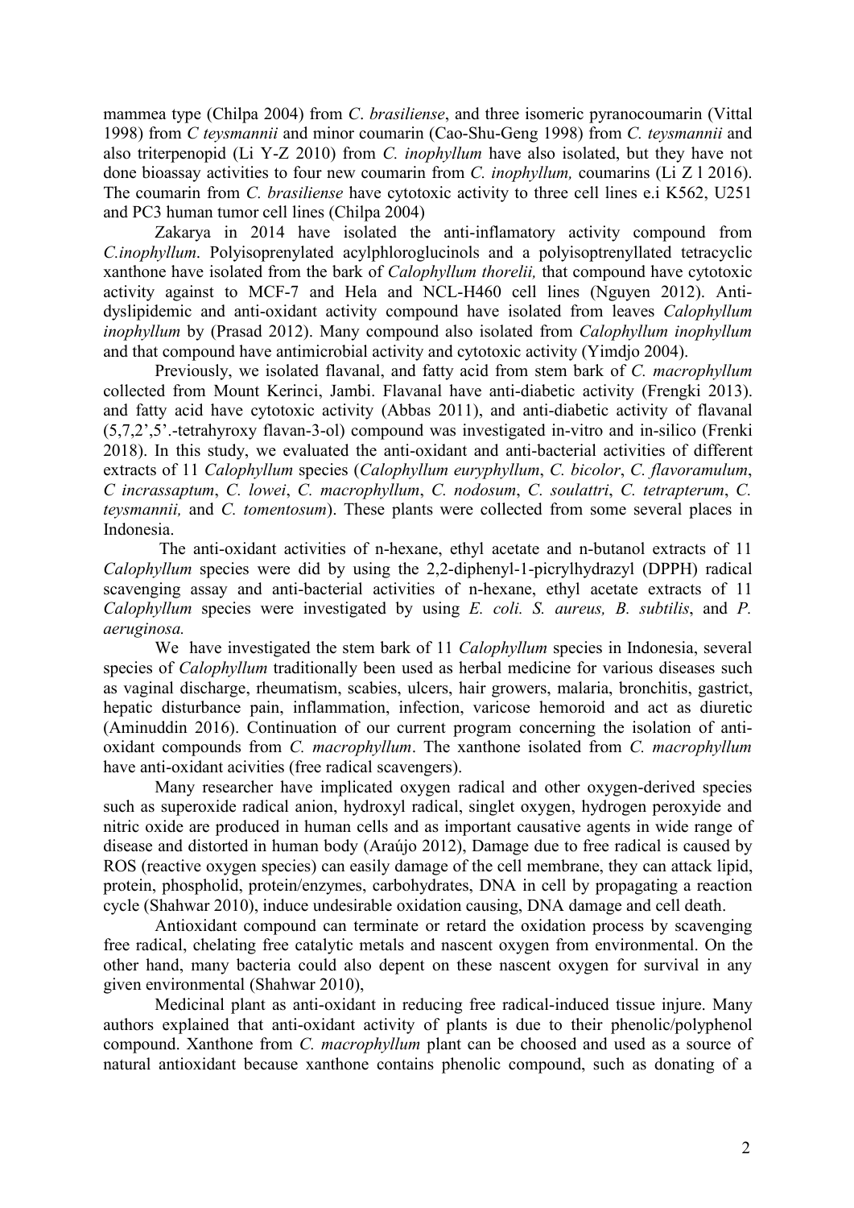mammea type (Chilpa 2004) from *C*. *brasiliense*, and three isomeric pyranocoumarin (Vittal 1998) from *C teysmannii* and minor coumarin (Cao-Shu-Geng 1998) from *C. teysmannii* and also triterpenopid (Li Y-Z 2010) from *C. inophyllum* have also isolated, but they have not done bioassay activities to four new coumarin from *C. inophyllum,* coumarins (Li Z l 2016). The coumarin from *C. brasiliense* have cytotoxic activity to three cell lines e.i K562, U251 and PC3 human tumor cell lines (Chilpa 2004)

Zakarya in 2014 have isolated the anti-inflamatory activity compound from *C.inophyllum*. Polyisoprenylated acylphloroglucinols and a polyisoptrenyllated tetracyclic xanthone have isolated from the bark of *Calophyllum thorelii,* that compound have cytotoxic activity against to MCF-7 and Hela and NCL-H460 cell lines (Nguyen 2012). Anti-dyslipidemic and anti-oxidant activity compound have isolated from leaves *Calophyllum inophyllum* by (Prasad 2012). Many compound also isolated from *Calophyllum inophyllum* and that compound have antimicrobial activity and cytotoxic activity (Yimdjo 2004).

Previously, we isolated flavanal, and fatty acid from stem bark of *C. macrophyllum* collected from Mount Kerinci, Jambi. Flavanal have anti-diabetic activity (Frengki 2013). and fatty acid have cytotoxic activity (Abbas 2011), and anti-diabetic activity of flavanal (5,7,2',5'.-tetrahyroxy flavan-3-ol) compound was investigated in-vitro and in-silico (Frenki 2018). In this study, we evaluated the anti-oxidant and anti-bacterial activities of different extracts of 11 *Calophyllum* species (*Calophyllum euryphyllum*, *C. bicolor*, *C. flavoramulum*, *C incrassaptum*, *C. lowei*, *C. macrophyllum*, *C. nodosum*, *C. soulattri*, *C. tetrapterum*, *C. teysmannii,* and *C. tomentosum*). These plants were collected from some several places in Indonesia.

The anti-oxidant activities of n-hexane, ethyl acetate and n-butanol extracts of 11 *Calophyllum* species were did by using the 2,2-diphenyl-1-picrylhydrazyl (DPPH) radical scavenging assay and anti-bacterial activities of n-hexane, ethyl acetate extracts of 11 *Calophyllum* species were investigated by using *E. coli. S. aureus, B. subtilis*, and *P. aeruginosa.*

We have investigated the stem bark of 11 *Calophyllum* species in Indonesia, several species of *Calophyllum* traditionally been used as herbal medicine for various diseases such as vaginal discharge, rheumatism, scabies, ulcers, hair growers, malaria, bronchitis, gastrict, hepatic disturbance pain, inflammation, infection, varicose hemoroid and act as diuretic (Aminuddin 2016). Continuation of our current program concerning the isolation of anti-oxidant compounds from *C. macrophyllum*. The xanthone isolated from *C. macrophyllum* have anti-oxidant acivities (free radical scavengers).

Many researcher have implicated oxygen radical and other oxygen-derived species such as superoxide radical anion, hydroxyl radical, singlet oxygen, hydrogen peroxyide and nitric oxide are produced in human cells and as important causative agents in wide range of disease and distorted in human body (Araújo 2012), Damage due to free radical is caused by ROS (reactive oxygen species) can easily damage of the cell membrane, they can attack lipid, protein, phospholid, protein/enzymes, carbohydrates, DNA in cell by propagating a reaction cycle (Shahwar 2010), induce undesirable oxidation causing, DNA damage and cell death.

Antioxidant compound can terminate or retard the oxidation process by scavenging free radical, chelating free catalytic metals and nascent oxygen from environmental. On the other hand, many bacteria could also depent on these nascent oxygen for survival in any given environmental (Shahwar 2010),

Medicinal plant as anti-oxidant in reducing free radical-induced tissue injure. Many authors explained that anti-oxidant activity of plants is due to their phenolic/polyphenol compound. Xanthone from *C. macrophyllum* plant can be choosed and used as a source of natural antioxidant because xanthone contains phenolic compound, such as donating of a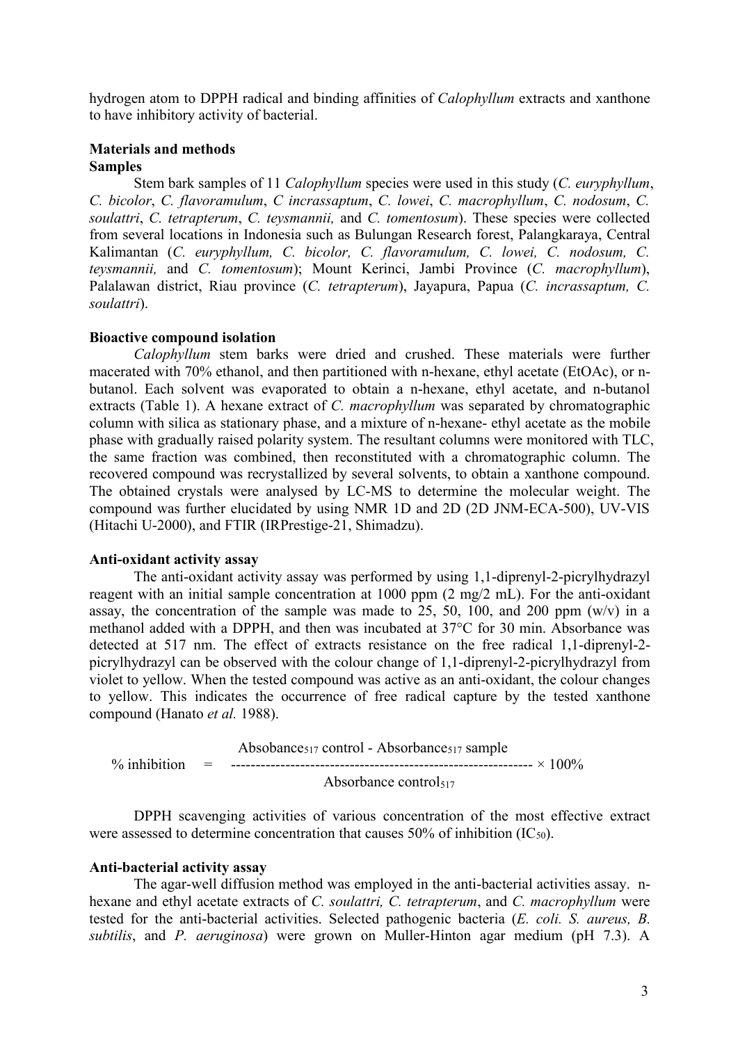hydrogen atom to DPPH radical and binding affinities of *Calophyllum* extracts and xanthone to have inhibitory activity of bacterial.

## Materials and methods

### Samples

Stem bark samples of 11 *Calophyllum* species were used in this study (*C. euryphyllum*, *C. bicolor*, *C. flavoramulum*, *C incrassaptum*, *C. lowei*, *C. macrophyllum*, *C. nodosum*, *C. soulattri*, *C. tetrapterum*, *C. teysmannii,* and *C. tomentosum*). These species were collected from several locations in Indonesia such as Bulungan Research forest, Palangkaraya, Central Kalimantan (*C. euryphyllum, C. bicolor, C. flavoramulum, C. lowei, C. nodosum, C. teysmannii,* and *C. tomentosum*); Mount Kerinci, Jambi Province (*C. macrophyllum*), Palalawan district, Riau province (*C. tetrapterum*), Jayapura, Papua (*C. incrassaptum, C. soulattri*).

### Bioactive compound isolation

*Calophyllum* stem barks were dried and crushed. These materials were further macerated with 70% ethanol, and then partitioned with n-hexane, ethyl acetate (EtOAc), or n-butanol. Each solvent was evaporated to obtain a n-hexane, ethyl acetate, and n-butanol extracts (Table 1). A hexane extract of *C. macrophyllum* was separated by chromatographic column with silica as stationary phase, and a mixture of n-hexane- ethyl acetate as the mobile phase with gradually raised polarity system. The resultant columns were monitored with TLC, the same fraction was combined, then reconstituted with a chromatographic column. The recovered compound was recrystallized by several solvents, to obtain a xanthone compound. The obtained crystals were analysed by LC-MS to determine the molecular weight. The compound was further elucidated by using NMR 1D and 2D (2D JNM-ECA-500), UV-VIS (Hitachi U-2000), and FTIR (IRPrestige-21, Shimadzu).

### Anti-oxidant activity assay

The anti-oxidant activity assay was performed by using 1,1-diprenyl-2-picrylhydrazyl reagent with an initial sample concentration at 1000 ppm (2 mg/2 mL). For the anti-oxidant assay, the concentration of the sample was made to 25, 50, 100, and 200 ppm (w/v) in a methanol added with a DPPH, and then was incubated at 37°C for 30 min. Absorbance was detected at 517 nm. The effect of extracts resistance on the free radical 1,1-diprenyl-2-picrylhydrazyl can be observed with the colour change of 1,1-diprenyl-2-picrylhydrazyl from violet to yellow. When the tested compound was active as an anti-oxidant, the colour changes to yellow. This indicates the occurrence of free radical capture by the tested xanthone compound (Hanato *et al.* 1988).

$$\% \text{ inhibition} = \frac{\text{Absobance}_{517}\text{ control - Absorbance}_{517}\text{ sample}}{\text{Absorbance control}_{517}} \times 100\%$$

DPPH scavenging activities of various concentration of the most effective extract were assessed to determine concentration that causes 50% of inhibition ($IC_{50}$).

### Anti-bacterial activity assay

The agar-well diffusion method was employed in the anti-bacterial activities assay. n-hexane and ethyl acetate extracts of *C. soulattri, C. tetrapterum*, and *C. macrophyllum* were tested for the anti-bacterial activities. Selected pathogenic bacteria (*E. coli. S. aureus, B. subtilis*, and *P. aeruginosa*) were grown on Muller-Hinton agar medium (pH 7.3). A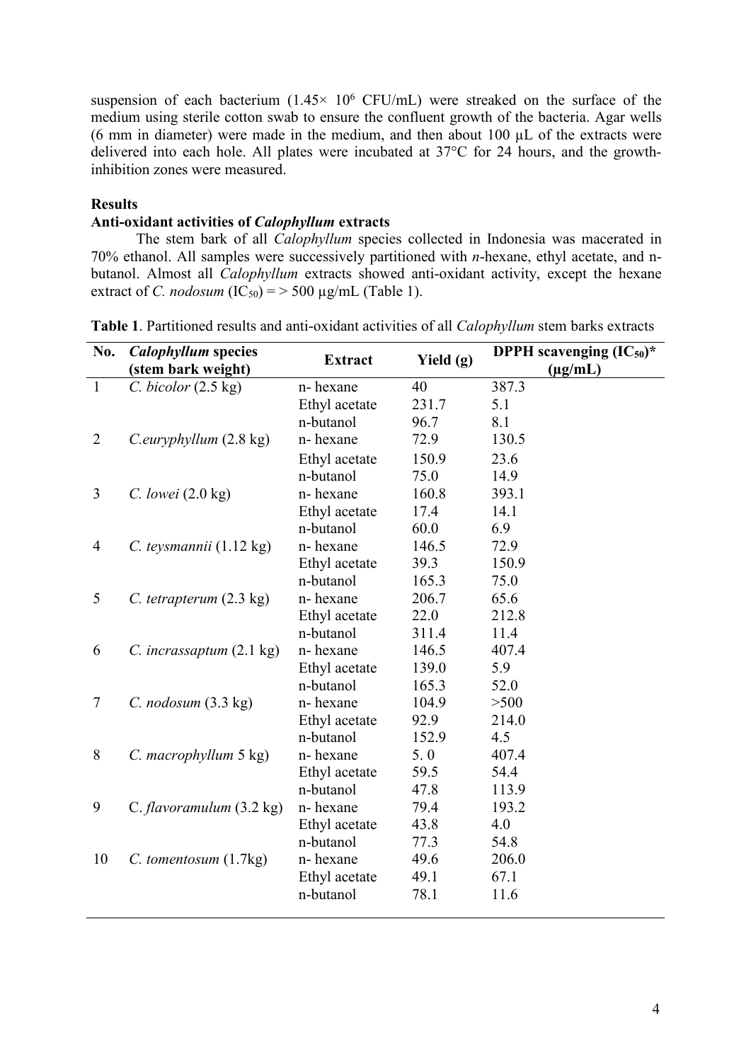suspension of each bacterium ($1.45\times 10^{6}$ CFU/mL) were streaked on the surface of the medium using sterile cotton swab to ensure the confluent growth of the bacteria. Agar wells (6 mm in diameter) were made in the medium, and then about 100 µL of the extracts were delivered into each hole. All plates were incubated at 37°C for 24 hours, and the growth-inhibition zones were measured.

**Results**

**Anti-oxidant activities of *Calophyllum* extracts**

The stem bark of all *Calophyllum* species collected in Indonesia was macerated in 70% ethanol. All samples were successively partitioned with *n*-hexane, ethyl acetate, and n-butanol. Almost all *Calophyllum* extracts showed anti-oxidant activity, except the hexane extract of *C. nodosum* ($IC_{50}$) = > 500 µg/mL (Table 1).

**Table 1**. Partitioned results and anti-oxidant activities of all *Calophyllum* stem barks extracts

| No. | *Calophyllum* species (stem bark weight) | Extract | Yield (g) | DPPH scavenging ($IC_{50}$)* (µg/mL) |
|---|---|---|---|---|
| 1 | *C. bicolor* (2.5 kg) | n- hexane | 40 | 387.3 |
| | | Ethyl acetate | 231.7 | 5.1 |
| | | n-butanol | 96.7 | 8.1 |
| 2 | *C.euryphyllum* (2.8 kg) | n- hexane | 72.9 | 130.5 |
| | | Ethyl acetate | 150.9 | 23.6 |
| | | n-butanol | 75.0 | 14.9 |
| 3 | *C. lowei* (2.0 kg) | n- hexane | 160.8 | 393.1 |
| | | Ethyl acetate | 17.4 | 14.1 |
| | | n-butanol | 60.0 | 6.9 |
| 4 | *C. teysmannii* (1.12 kg) | n- hexane | 146.5 | 72.9 |
| | | Ethyl acetate | 39.3 | 150.9 |
| | | n-butanol | 165.3 | 75.0 |
| 5 | *C. tetrapterum* (2.3 kg) | n- hexane | 206.7 | 65.6 |
| | | Ethyl acetate | 22.0 | 212.8 |
| | | n-butanol | 311.4 | 11.4 |
| 6 | *C. incrassaptum* (2.1 kg) | n- hexane | 146.5 | 407.4 |
| | | Ethyl acetate | 139.0 | 5.9 |
| | | n-butanol | 165.3 | 52.0 |
| 7 | *C. nodosum* (3.3 kg) | n- hexane | 104.9 | >500 |
| | | Ethyl acetate | 92.9 | 214.0 |
| | | n-butanol | 152.9 | 4.5 |
| 8 | *C. macrophyllum* 5 kg) | n- hexane | 5. 0 | 407.4 |
| | | Ethyl acetate | 59.5 | 54.4 |
| | | n-butanol | 47.8 | 113.9 |
| 9 | C. *flavoramulum* (3.2 kg) | n- hexane | 79.4 | 193.2 |
| | | Ethyl acetate | 43.8 | 4.0 |
| | | n-butanol | 77.3 | 54.8 |
| 10 | *C. tomentosum* (1.7kg) | n- hexane | 49.6 | 206.0 |
| | | Ethyl acetate | 49.1 | 67.1 |
| | | n-butanol | 78.1 | 11.6 |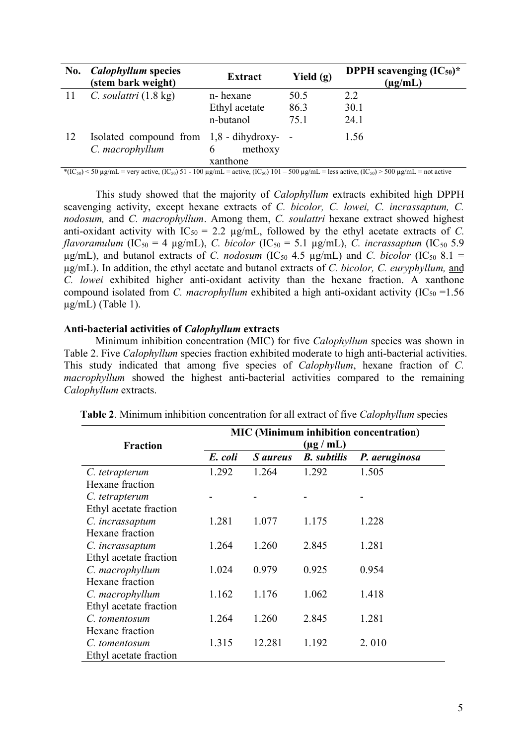| No. | *Calophyllum* species (stem bark weight) | Extract | Yield (g) | DPPH scavenging ($IC_{50}$)* (µg/mL) |
|---|---|---|---|---|
| 11 | *C. soulattri* (1.8 kg) | n- hexane | 50.5 | 2.2 |
| | | Ethyl acetate | 86.3 | 30.1 |
| | | n-butanol | 75.1 | 24.1 |
| 12 | Isolated compound from *C. macrophyllum* | 1,8 - dihydroxy- 6 methoxy xanthone | - | 1.56 |

*($IC_{50}$) < 50 µg/mL = very active, ($IC_{50}$) 51 - 100 µg/mL = active, ($IC_{50}$) 101 – 500 µg/mL = less active, ($IC_{50}$) > 500 µg/mL = not active

This study showed that the majority of *Calophyllum* extracts exhibited high DPPH scavenging activity, except hexane extracts of *C. bicolor, C. lowei, C. incrassaptum, C. nodosum,* and *C. macrophyllum*. Among them, *C. soulattri* hexane extract showed highest anti-oxidant activity with $IC_{50}$ = 2.2 µg/mL, followed by the ethyl acetate extracts of *C. flavoramulum* ($IC_{50}$ = 4 µg/mL), *C. bicolor* ($IC_{50}$ = 5.1 µg/mL), *C. incrassaptum* ($IC_{50}$ 5.9 µg/mL), and butanol extracts of *C. nodosum* ($IC_{50}$ 4.5 µg/mL) and *C. bicolor* ($IC_{50}$ 8.1 = µg/mL). In addition, the ethyl acetate and butanol extracts of *C. bicolor, C. euryphyllum,* and *C. lowei* exhibited higher anti-oxidant activity than the hexane fraction. A xanthone compound isolated from *C. macrophyllum* exhibited a high anti-oxidant activity ($IC_{50}$ =1.56 µg/mL) (Table 1).

**Anti-bacterial activities of *Calophyllum* extracts**

Minimum inhibition concentration (MIC) for five *Calophyllum* species was shown in Table 2. Five *Calophyllum* species fraction exhibited moderate to high anti-bacterial activities. This study indicated that among five species of *Calophyllum*, hexane fraction of *C. macrophyllum* showed the highest anti-bacterial activities compared to the remaining *Calophyllum* extracts.

**Table 2**. Minimum inhibition concentration for all extract of five *Calophyllum* species

| Fraction | MIC (Minimum inhibition concentration) (µg / mL) | | | |
|---|---|---|---|---|
| | *E. coli* | *S aureus* | *B. subtilis* | *P. aeruginosa* |
| *C. tetrapterum* Hexane fraction | 1.292 | 1.264 | 1.292 | 1.505 |
| *C. tetrapterum* Ethyl acetate fraction | - | - | - | - |
| *C. incrassaptum* Hexane fraction | 1.281 | 1.077 | 1.175 | 1.228 |
| *C. incrassaptum* Ethyl acetate fraction | 1.264 | 1.260 | 2.845 | 1.281 |
| *C. macrophyllum* Hexane fraction | 1.024 | 0.979 | 0.925 | 0.954 |
| *C. macrophyllum* Ethyl acetate fraction | 1.162 | 1.176 | 1.062 | 1.418 |
| *C. tomentosum* Hexane fraction | 1.264 | 1.260 | 2.845 | 1.281 |
| *C. tomentosum* Ethyl acetate fraction | 1.315 | 12.281 | 1.192 | 2. 010 |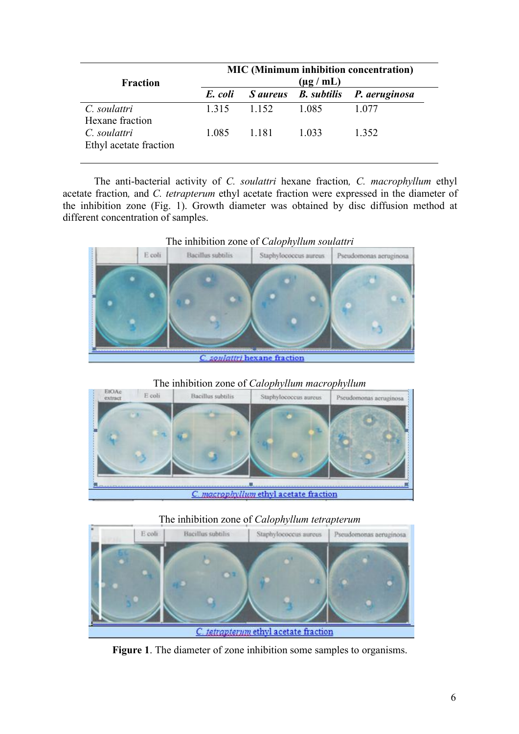| Fraction | MIC (Minimum inhibition concentration) (μg / mL) | | | |
|---|---|---|---|---|
| | ***E. coli*** | ***S aureus*** | ***B. subtilis*** | ***P. aeruginosa*** |
| *C. soulattri* Hexane fraction | 1.315 | 1.152 | 1.085 | 1.077 |
| *C. soulattri* Ethyl acetate fraction | 1.085 | 1.181 | 1.033 | 1.352 |

The anti-bacterial activity of *C. soulattri* hexane fraction, *C. macrophyllum* ethyl acetate fraction, and *C. tetrapterum* ethyl acetate fraction were expressed in the diameter of the inhibition zone (Fig. 1). Growth diameter was obtained by disc diffusion method at different concentration of samples.

The inhibition zone of *Calophyllum soulattri*

The inhibition zone of *Calophyllum macrophyllum*

The inhibition zone of *Calophyllum tetrapterum*

**Figure 1**. The diameter of zone inhibition some samples to organisms.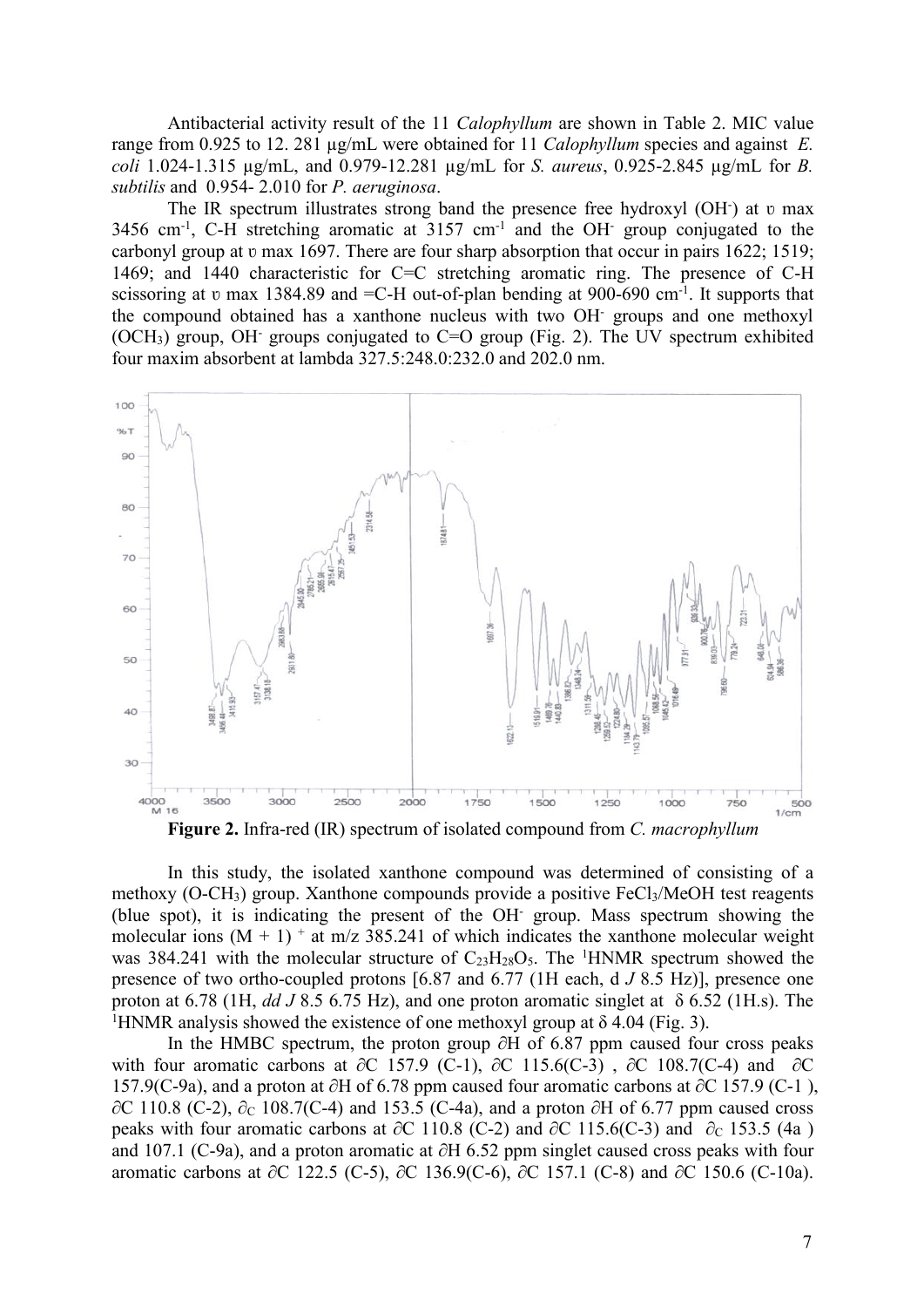Antibacterial activity result of the 11 *Calophyllum* are shown in Table 2. MIC value range from 0.925 to 12. 281 µg/mL were obtained for 11 *Calophyllum* species and against *E. coli* 1.024-1.315 µg/mL, and 0.979-12.281 µg/mL for *S. aureus*, 0.925-2.845 µg/mL for *B. subtilis* and 0.954- 2.010 for *P. aeruginosa*.

The IR spectrum illustrates strong band the presence free hydroxyl ($OH^-$) at ʋ max 3456 $cm^{-1}$, C-H stretching aromatic at 3157 $cm^{-1}$ and the $OH^-$ group conjugated to the carbonyl group at ʋ max 1697. There are four sharp absorption that occur in pairs 1622; 1519; 1469; and 1440 characteristic for C=C stretching aromatic ring. The presence of C-H scissoring at ʋ max 1384.89 and =C-H out-of-plan bending at 900-690 $cm^{-1}$. It supports that the compound obtained has a xanthone nucleus with two $OH^-$ groups and one methoxyl ($OCH_3$) group, $OH^-$ groups conjugated to C=O group (Fig. 2). The UV spectrum exhibited four maxim absorbent at lambda 327.5:248.0:232.0 and 202.0 nm.

**Figure 2.** Infra-red (IR) spectrum of isolated compound from *C. macrophyllum*

In this study, the isolated xanthone compound was determined of consisting of a methoxy (O-$CH_3$) group. Xanthone compounds provide a positive $FeCl_3$/MeOH test reagents (blue spot), it is indicating the present of the $OH^-$ group. Mass spectrum showing the molecular ions $(M + 1)^+$ at m/z 385.241 of which indicates the xanthone molecular weight was 384.241 with the molecular structure of $C_{23}H_{28}O_5$. The $^1$HNMR spectrum showed the presence of two ortho-coupled protons [6.87 and 6.77 (1H each, d *J* 8.5 Hz)], presence one proton at 6.78 (1H, *dd J* 8.5 6.75 Hz), and one proton aromatic singlet at δ 6.52 (1H.s). The $^1$HNMR analysis showed the existence of one methoxyl group at δ 4.04 (Fig. 3).

In the HMBC spectrum, the proton group ∂H of 6.87 ppm caused four cross peaks with four aromatic carbons at ∂C 157.9 (C-1), ∂C 115.6(C-3) , ∂C 108.7(C-4) and ∂C 157.9(C-9a), and a proton at ∂H of 6.78 ppm caused four aromatic carbons at ∂C 157.9 (C-1 ), ∂C 110.8 (C-2), $\partial_C$ 108.7(C-4) and 153.5 (C-4a), and a proton ∂H of 6.77 ppm caused cross peaks with four aromatic carbons at ∂C 110.8 (C-2) and ∂C 115.6(C-3) and $\partial_C$ 153.5 (4a ) and 107.1 (C-9a), and a proton aromatic at ∂H 6.52 ppm singlet caused cross peaks with four aromatic carbons at ∂C 122.5 (C-5), ∂C 136.9(C-6), ∂C 157.1 (C-8) and ∂C 150.6 (C-10a).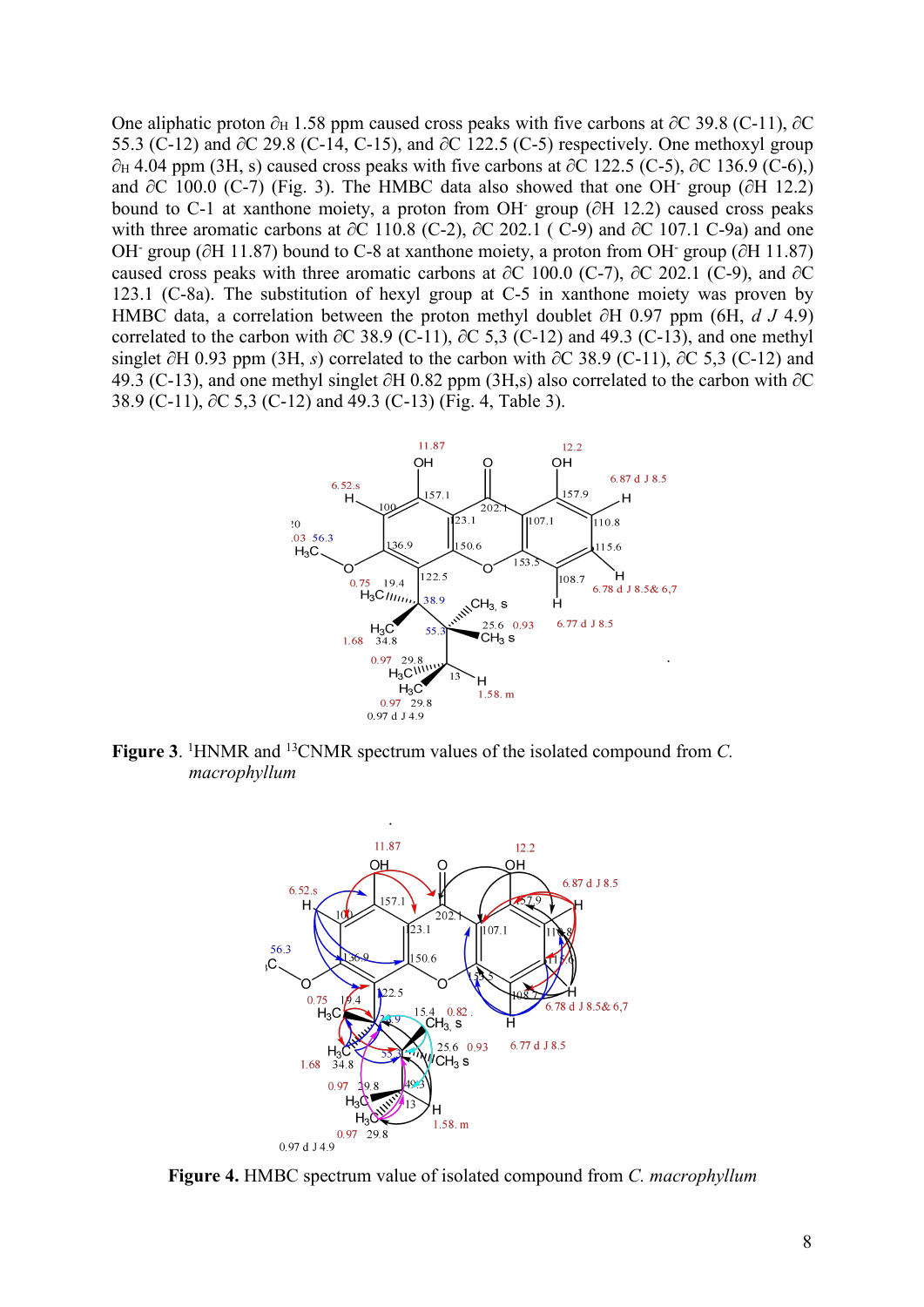One aliphatic proton ∂H 1.58 ppm caused cross peaks with five carbons at ∂C 39.8 (C-11), ∂C 55.3 (C-12) and ∂C 29.8 (C-14, C-15), and ∂C 122.5 (C-5) respectively. One methoxyl group ∂H 4.04 ppm (3H, s) caused cross peaks with five carbons at ∂C 122.5 (C-5), ∂C 136.9 (C-6),) and ∂C 100.0 (C-7) (Fig. 3). The HMBC data also showed that one $OH^-$ group (∂H 12.2) bound to C-1 at xanthone moiety, a proton from $OH^-$ group (∂H 12.2) caused cross peaks with three aromatic carbons at ∂C 110.8 (C-2), ∂C 202.1 ( C-9) and ∂C 107.1 C-9a) and one $OH^-$ group (∂H 11.87) bound to C-8 at xanthone moiety, a proton from $OH^-$ group (∂H 11.87) caused cross peaks with three aromatic carbons at ∂C 100.0 (C-7), ∂C 202.1 (C-9), and ∂C 123.1 (C-8a). The substitution of hexyl group at C-5 in xanthone moiety was proven by HMBC data, a correlation between the proton methyl doublet ∂H 0.97 ppm (6H, *d J* 4.9) correlated to the carbon with ∂C 38.9 (C-11), ∂C 5,3 (C-12) and 49.3 (C-13), and one methyl singlet ∂H 0.93 ppm (3H, *s*) correlated to the carbon with ∂C 38.9 (C-11), ∂C 5,3 (C-12) and 49.3 (C-13), and one methyl singlet ∂H 0.82 ppm (3H,s) also correlated to the carbon with ∂C 38.9 (C-11), ∂C 5,3 (C-12) and 49.3 (C-13) (Fig. 4, Table 3).

**Figure 3**. [1]HNMR and [13]CNMR spectrum values of the isolated compound from *C. macrophyllum*

**Figure 4.** HMBC spectrum value of isolated compound from *C. macrophyllum*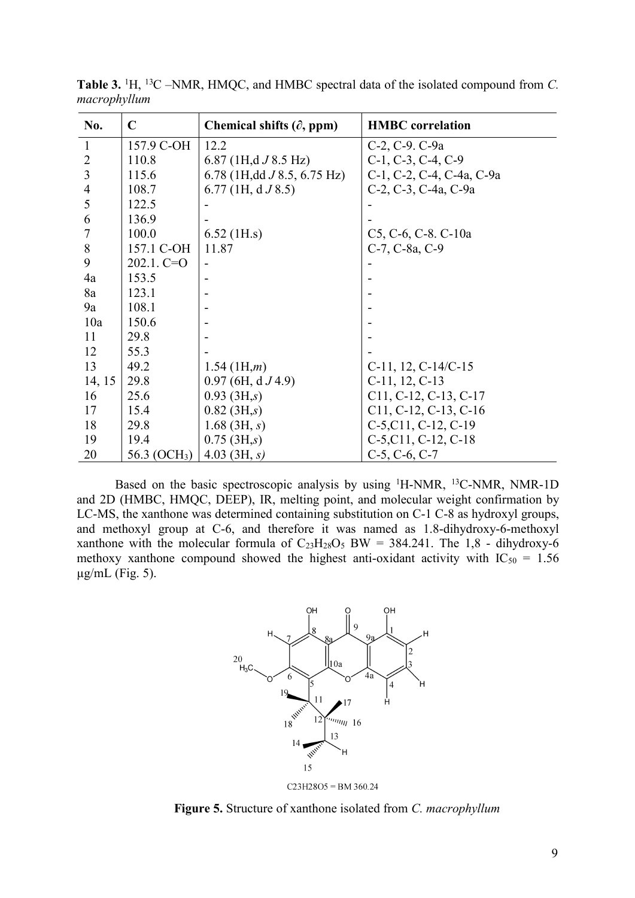**Table 3.** [1]H, [13]C –NMR, HMQC, and HMBC spectral data of the isolated compound from *C. macrophyllum*

| No. | C | Chemical shifts (∂, ppm) | HMBC correlation |
|---|---|---|---|
| 1 | 157.9 C-OH | 12.2 | C-2, C-9. C-9a |
| 2 | 110.8 | 6.87 (1H,d *J* 8.5 Hz) | C-1, C-3, C-4, C-9 |
| 3 | 115.6 | 6.78 (1H,dd *J* 8.5, 6.75 Hz) | C-1, C-2, C-4, C-4a, C-9a |
| 4 | 108.7 | 6.77 (1H, d *J* 8.5) | C-2, C-3, C-4a, C-9a |
| 5 | 122.5 | - | - |
| 6 | 136.9 | - | - |
| 7 | 100.0 | 6.52 (1H.s) | C5, C-6, C-8. C-10a |
| 8 | 157.1 C-OH | 11.87 | C-7, C-8a, C-9 |
| 9 | 202.1. C=O | - | - |
| 4a | 153.5 | - | - |
| 8a | 123.1 | - | - |
| 9a | 108.1 | - | - |
| 10a | 150.6 | - | - |
| 11 | 29.8 | - | - |
| 12 | 55.3 | - | - |
| 13 | 49.2 | 1.54 (1H,*m*) | C-11, 12, C-14/C-15 |
| 14, 15 | 29.8 | 0.97 (6H, d *J* 4.9) | C-11, 12, C-13 |
| 16 | 25.6 | 0.93 (3H,*s*) | C11, C-12, C-13, C-17 |
| 17 | 15.4 | 0.82 (3H,*s*) | C11, C-12, C-13, C-16 |
| 18 | 29.8 | 1.68 (3H, *s*) | C-5,C11, C-12, C-19 |
| 19 | 19.4 | 0.75 (3H,*s*) | C-5,C11, C-12, C-18 |
| 20 | 56.3 ($OCH_3$) | 4.03 (3H, *s)* | C-5, C-6, C-7 |

Based on the basic spectroscopic analysis by using [1]H-NMR, [13]C-NMR, NMR-1D and 2D (HMBC, HMQC, DEEP), IR, melting point, and molecular weight confirmation by LC-MS, the xanthone was determined containing substitution on C-1 C-8 as hydroxyl groups, and methoxyl group at C-6, and therefore it was named as 1.8-dihydroxy-6-methoxyl xanthone with the molecular formula of $C_{23}H_{28}O_5$ BW = 384.241. The 1,8 - dihydroxy-6 methoxy xanthone compound showed the highest anti-oxidant activity with $IC_{50}$ = 1.56 µg/mL (Fig. 5).

C23H28O5 = BM 360.24

**Figure 5.** Structure of xanthone isolated from *C. macrophyllum*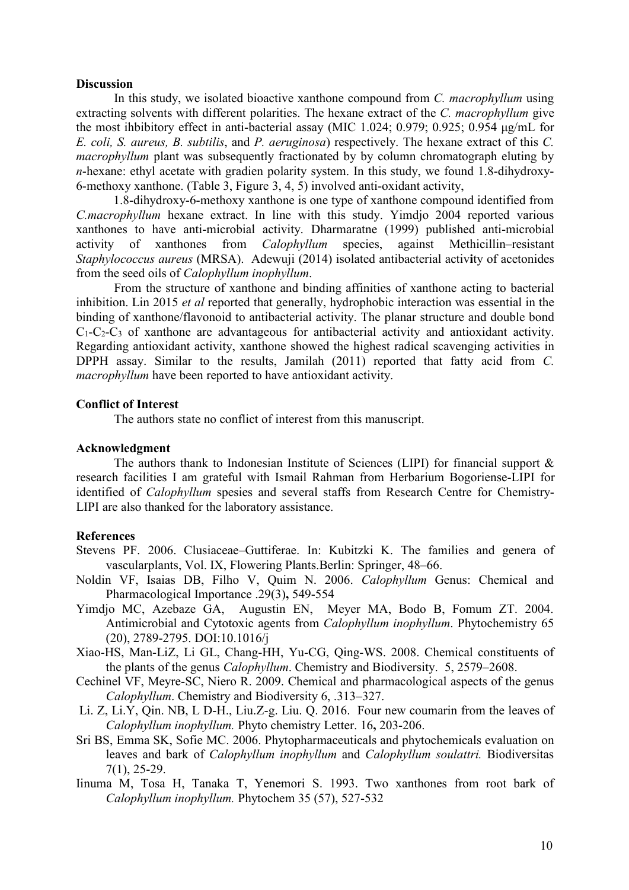## Discussion

In this study, we isolated bioactive xanthone compound from *C. macrophyllum* using extracting solvents with different polarities. The hexane extract of the *C. macrophyllum* give the most ihbibitory effect in anti-bacterial assay (MIC 1.024; 0.979; 0.925; 0.954 μg/mL for *E. coli, S. aureus, B. subtilis*, and *P. aeruginosa*) respectively. The hexane extract of this *C. macrophyllum* plant was subsequently fractionated by by column chromatograph eluting by *n*-hexane: ethyl acetate with gradien polarity system. In this study, we found 1.8-dihydroxy-6-methoxy xanthone. (Table 3, Figure 3, 4, 5) involved anti-oxidant activity,

1.8-dihydroxy-6-methoxy xanthone is one type of xanthone compound identified from *C.macrophyllum* hexane extract. In line with this study. Yimdjo 2004 reported various xanthones to have anti-microbial activity. Dharmaratne (1999) published anti-microbial activity of xanthones from *Calophyllum* species, against Methicillin–resistant *Staphylococcus aureus* (MRSA). Adewuji (2014) isolated antibacterial activity of acetonides from the seed oils of *Calophyllum inophyllum*.

From the structure of xanthone and binding affinities of xanthone acting to bacterial inhibition. Lin 2015 *et al* reported that generally, hydrophobic interaction was essential in the binding of xanthone/flavonoid to antibacterial activity. The planar structure and double bond $C_1$-$C_2$-$C_3$ of xanthone are advantageous for antibacterial activity and antioxidant activity. Regarding antioxidant activity, xanthone showed the highest radical scavenging activities in DPPH assay. Similar to the results, Jamilah (2011) reported that fatty acid from *C. macrophyllum* have been reported to have antioxidant activity.

## Conflict of Interest

The authors state no conflict of interest from this manuscript.

## Acknowledgment

The authors thank to Indonesian Institute of Sciences (LIPI) for financial support & research facilities I am grateful with Ismail Rahman from Herbarium Bogoriense-LIPI for identified of *Calophyllum* spesies and several staffs from Research Centre for Chemistry-LIPI are also thanked for the laboratory assistance.

## References

Stevens PF. 2006. Clusiaceae–Guttiferae. In: Kubitzki K. The families and genera of vascularplants, Vol. IX, Flowering Plants.Berlin: Springer, 48–66.

Noldin VF, Isaias DB, Filho V, Quim N. 2006. *Calophyllum* Genus: Chemical and Pharmacological Importance .29(3)**,** 549-554

Yimdjo MC, Azebaze GA, Augustin EN, Meyer MA, Bodo B, Fomum ZT. 2004. Antimicrobial and Cytotoxic agents from *Calophyllum inophyllum*. Phytochemistry 65 (20), 2789-2795. DOI:10.1016/j

Xiao-HS, Man-LiZ, Li GL, Chang-HH, Yu-CG, Qing-WS. 2008. Chemical constituents of the plants of the genus *Calophyllum*. Chemistry and Biodiversity. 5, 2579–2608.

Cechinel VF, Meyre-SC, Niero R. 2009. Chemical and pharmacological aspects of the genus *Calophyllum*. Chemistry and Biodiversity 6, .313–327.

Li. Z, Li.Y, Qin. NB, L D-H., Liu.Z-g. Liu. Q. 2016. Four new coumarin from the leaves of *Calophyllum inophyllum.* Phyto chemistry Letter. 16**,** 203-206.

Sri BS, Emma SK, Sofie MC. 2006. Phytopharmaceuticals and phytochemicals evaluation on leaves and bark of *Calophyllum inophyllum* and *Calophyllum soulattri.* Biodiversitas 7(1), 25-29.

Iinuma M, Tosa H, Tanaka T, Yenemori S. 1993. Two xanthones from root bark of *Calophyllum inophyllum.* Phytochem 35 (57), 527-532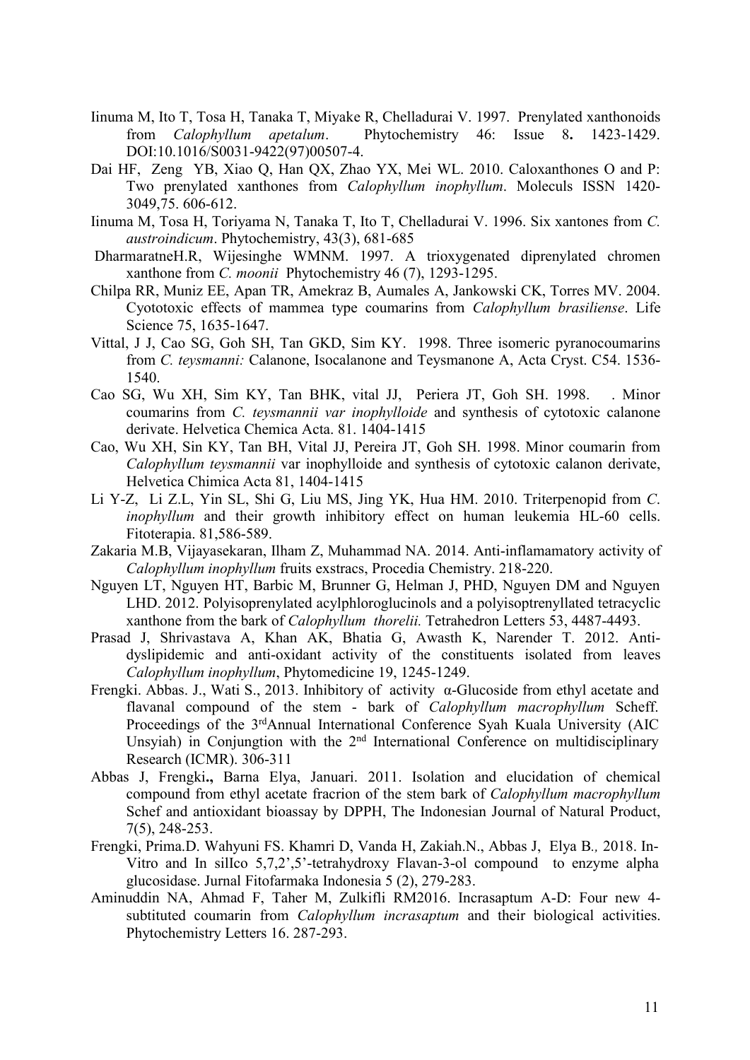Iinuma M, Ito T, Tosa H, Tanaka T, Miyake R, Chelladurai V. 1997. Prenylated xanthonoids from *Calophyllum apetalum*. Phytochemistry 46: Issue 8**.** 1423-1429. DOI:10.1016/S0031-9422(97)00507-4.

Dai HF, Zeng YB, Xiao Q, Han QX, Zhao YX, Mei WL. 2010. Caloxanthones O and P: Two prenylated xanthones from *Calophyllum inophyllum*. Moleculs ISSN 1420-3049,75. 606-612.

Iinuma M, Tosa H, Toriyama N, Tanaka T, Ito T, Chelladurai V. 1996. Six xantones from *C. austroindicum*. Phytochemistry, 43(3), 681-685

DharmaratneH.R, Wijesinghe WMNM. 1997. A trioxygenated diprenylated chromen xanthone from *C. moonii* Phytochemistry 46 (7), 1293-1295.

Chilpa RR, Muniz EE, Apan TR, Amekraz B, Aumales A, Jankowski CK, Torres MV. 2004. Cyotptoxic effects of mammea type coumarins from *Calophyllum brasiliense*. Life Science 75, 1635-1647.

Vittal, J J, Cao SG, Goh SH, Tan GKD, Sim KY. 1998. Three isomeric pyranocoumarins from *C. teysmanni:* Calanone, Isocalanone and Teysmanone A, Acta Cryst. C54. 1536-1540.

Cao SG, Wu XH, Sim KY, Tan BHK, vital JJ, Periera JT, Goh SH. 1998. . Minor coumarins from *C. teysmannii var inophylloide* and synthesis of cytotoxic calanone derivate. Helvetica Chemica Acta. 81. 1404-1415

Cao, Wu XH, Sin KY, Tan BH, Vital JJ, Pereira JT, Goh SH. 1998. Minor coumarin from *Calophyllum teysmannii* var inophylloide and synthesis of cytotoxic calanon derivate, Helvetica Chimica Acta 81, 1404-1415

Li Y-Z, Li Z.L, Yin SL, Shi G, Liu MS, Jing YK, Hua HM. 2010. Triterpenopid from *C. inophyllum* and their growth inhibitory effect on human leukemia HL-60 cells. Fitoterapia. 81,586-589.

Zakaria M.B, Vijayasekaran, Ilham Z, Muhammad NA. 2014. Anti-inflamamatory activity of *Calophyllum inophyllum* fruits exstracs, Procedia Chemistry. 218-220.

Nguyen LT, Nguyen HT, Barbic M, Brunner G, Helman J, PHD, Nguyen DM and Nguyen LHD. 2012. Polyisoprenylated acylphloroglucinols and a polyisoptrenyllated tetracyclic xanthone from the bark of *Calophyllum thorelii.* Tetrahedron Letters 53, 4487-4493.

Prasad J, Shrivastava A, Khan AK, Bhatia G, Awasth K, Narender T. 2012. Anti-dyslipidemic and anti-oxidant activity of the constituents isolated from leaves *Calophyllum inophyllum*, Phytomedicine 19, 1245-1249.

Frengki. Abbas. J., Wati S., 2013. Inhibitory of activity α-Glucoside from ethyl acetate and flavanal compound of the stem - bark of *Calophyllum macrophyllum* Scheff. Proceedings of the 3rdAnnual International Conference Syah Kuala University (AIC Unsyiah) in Conjungtion with the 2nd International Conference on multidisciplinary Research (ICMR). 306-311

Abbas J, Frengki**.,** Barna Elya, Januari. 2011. Isolation and elucidation of chemical compound from ethyl acetate fracrion of the stem bark of *Calophyllum macrophyllum* Schef and antioxidant bioassay by DPPH, The Indonesian Journal of Natural Product, 7(5), 248-253.

Frengki, Prima.D. Wahyuni FS. Khamri D, Vanda H, Zakiah.N., Abbas J, Elya B*.,* 2018. In-Vitro and In silIco 5,7,2',5'-tetrahydroxy Flavan-3-ol compound to enzyme alpha glucosidase. Jurnal Fitofarmaka Indonesia 5 (2), 279-283.

Aminuddin NA, Ahmad F, Taher M, Zulkifli RM2016. Incrasaptum A-D: Four new 4-subtituted coumarin from *Calophyllum incrasaptum* and their biological activities. Phytochemistry Letters 16. 287-293.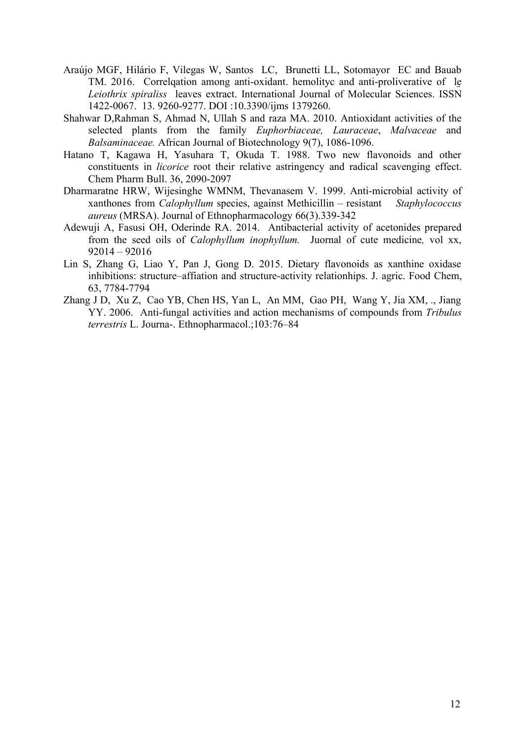Araújo MGF, Hilário F, Vilegas W, Santos LC, Brunetti LL, Sotomayor EC and Bauab TM. 2016. Correlqation among anti-oxidant. hemolityc and anti-proliverative of le *Leiothrix spiraliss* leaves extract. International Journal of Molecular Sciences. ISSN 1422-0067. 13. 9260-9277. DOI :10.3390/ijms 1379260.

Shahwar D,Rahman S, Ahmad N, Ullah S and raza MA. 2010. Antioxidant activities of the selected plants from the family *Euphorbiaceae, Lauraceae*, *Malvaceae* and *Balsaminaceae.* African Journal of Biotechnology 9(7), 1086-1096.

Hatano T, Kagawa H, Yasuhara T, Okuda T. 1988. Two new flavonoids and other constituents in *licorice* root their relative astringency and radical scavenging effect. Chem Pharm Bull. 36, 2090-2097

Dharmaratne HRW, Wijesinghe WMNM, Thevanasem V. 1999. Anti-microbial activity of xanthones from *Calophyllum* species, against Methicillin – resistant *Staphylococcus aureus* (MRSA). Journal of Ethnopharmacology 66(3).339-342

Adewuji A, Fasusi OH, Oderinde RA. 2014. Antibacterial activity of acetonides prepared from the seed oils of *Calophyllum inophyllum.* Juornal of cute medicine*,* vol xx, 92014 – 92016

Lin S, Zhang G, Liao Y, Pan J, Gong D. 2015. Dietary flavonoids as xanthine oxidase inhibitions: structure–affiation and structure-activity relationhips. J. agric. Food Chem, 63, 7784-7794

Zhang J D, Xu Z, Cao YB, Chen HS, Yan L, An MM, Gao PH, Wang Y, Jia XM, ., Jiang YY. 2006. Anti-fungal activities and action mechanisms of compounds from *Tribulus terrestris* L. Journa-. Ethnopharmacol.;103:76–84